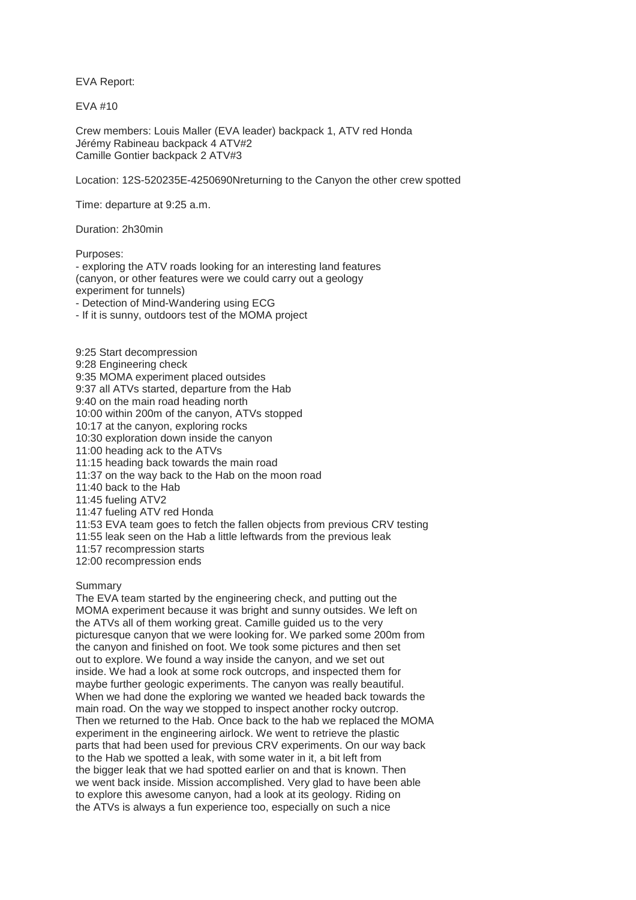EVA Report:

EVA #10

Crew members: Louis Maller (EVA leader) backpack 1, ATV red Honda
Jérémy Rabineau backpack 4 ATV#2
Camille Gontier backpack 2 ATV#3

Location: 12S-520235E-4250690Nreturning to the Canyon the other crew spotted

Time: departure at 9:25 a.m.

Duration: 2h30min

Purposes:

- exploring the ATV roads looking for an interesting land features (canyon, or other features were we could carry out a geology experiment for tunnels)
- Detection of Mind-Wandering using ECG
- If it is sunny, outdoors test of the MOMA project

9:25 Start decompression
9:28 Engineering check
9:35 MOMA experiment placed outsides
9:37 all ATVs started, departure from the Hab
9:40 on the main road heading north
10:00 within 200m of the canyon, ATVs stopped
10:17 at the canyon, exploring rocks
10:30 exploration down inside the canyon
11:00 heading ack to the ATVs
11:15 heading back towards the main road
11:37 on the way back to the Hab on the moon road
11:40 back to the Hab
11:45 fueling ATV2
11:47 fueling ATV red Honda
11:53 EVA team goes to fetch the fallen objects from previous CRV testing
11:55 leak seen on the Hab a little leftwards from the previous leak
11:57 recompression starts
12:00 recompression ends

Summary
The EVA team started by the engineering check, and putting out the MOMA experiment because it was bright and sunny outsides. We left on the ATVs all of them working great. Camille guided us to the very picturesque canyon that we were looking for. We parked some 200m from the canyon and finished on foot. We took some pictures and then set out to explore. We found a way inside the canyon, and we set out inside. We had a look at some rock outcrops, and inspected them for maybe further geologic experiments. The canyon was really beautiful. When we had done the exploring we wanted we headed back towards the main road. On the way we stopped to inspect another rocky outcrop. Then we returned to the Hab. Once back to the hab we replaced the MOMA experiment in the engineering airlock. We went to retrieve the plastic parts that had been used for previous CRV experiments. On our way back to the Hab we spotted a leak, with some water in it, a bit left from the bigger leak that we had spotted earlier on and that is known. Then we went back inside. Mission accomplished. Very glad to have been able to explore this awesome canyon, had a look at its geology. Riding on the ATVs is always a fun experience too, especially on such a nice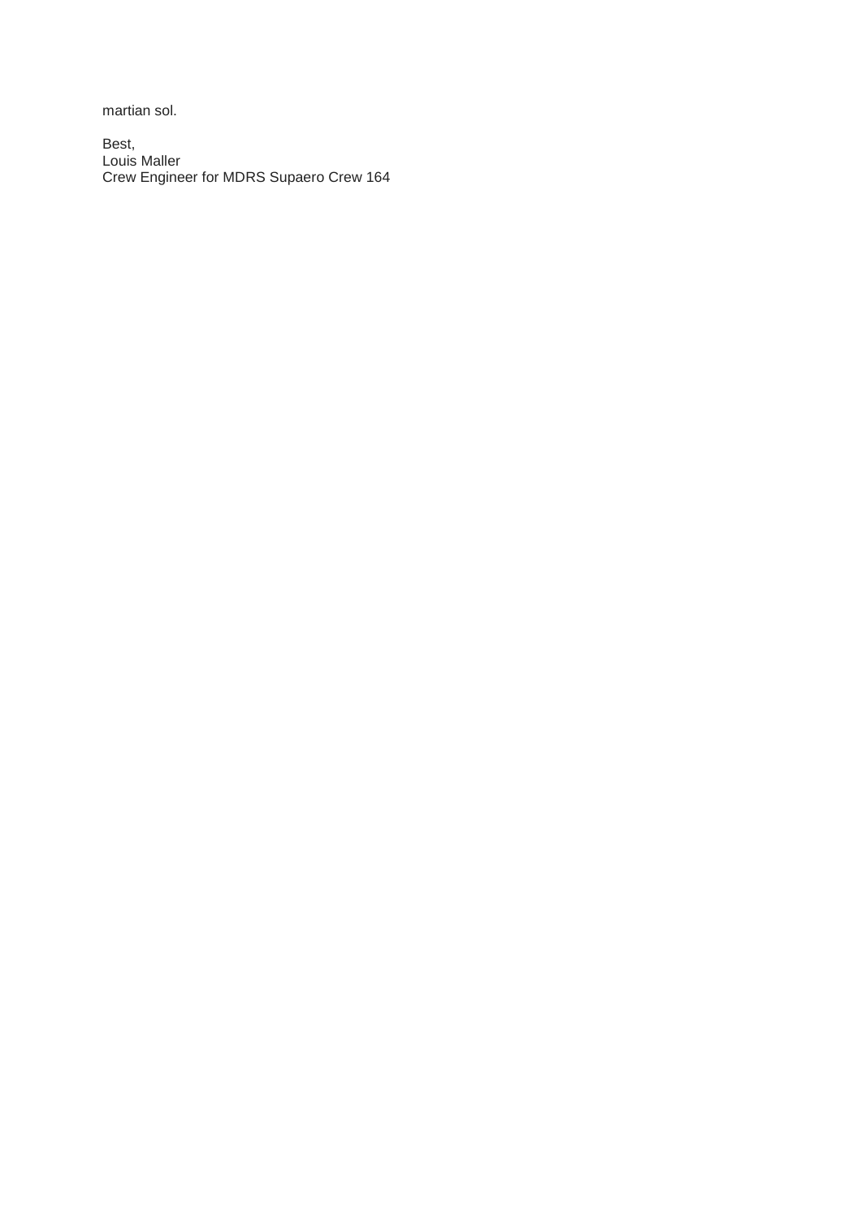martian sol.

Best,  
Louis Maller  
Crew Engineer for MDRS Supaero Crew 164